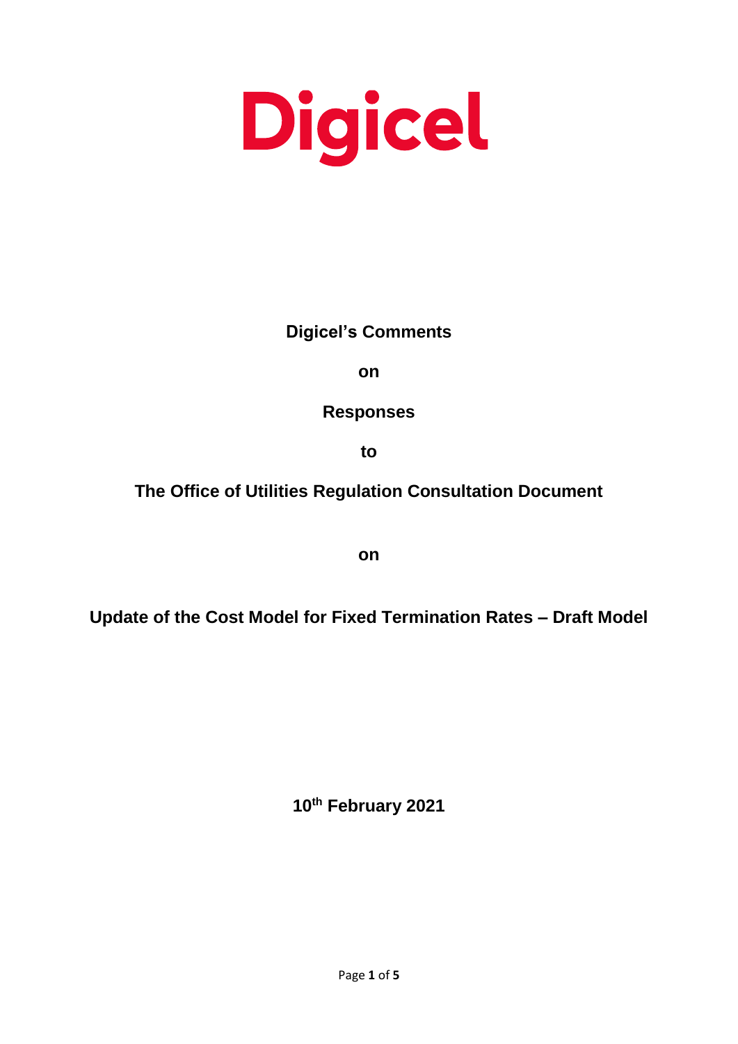# Digicel

**Digicel's Comments**

**on**

**Responses**

**to**

**The Office of Utilities Regulation Consultation Document**

**on**

**Update of the Cost Model for Fixed Termination Rates – Draft Model**

**10th February 2021**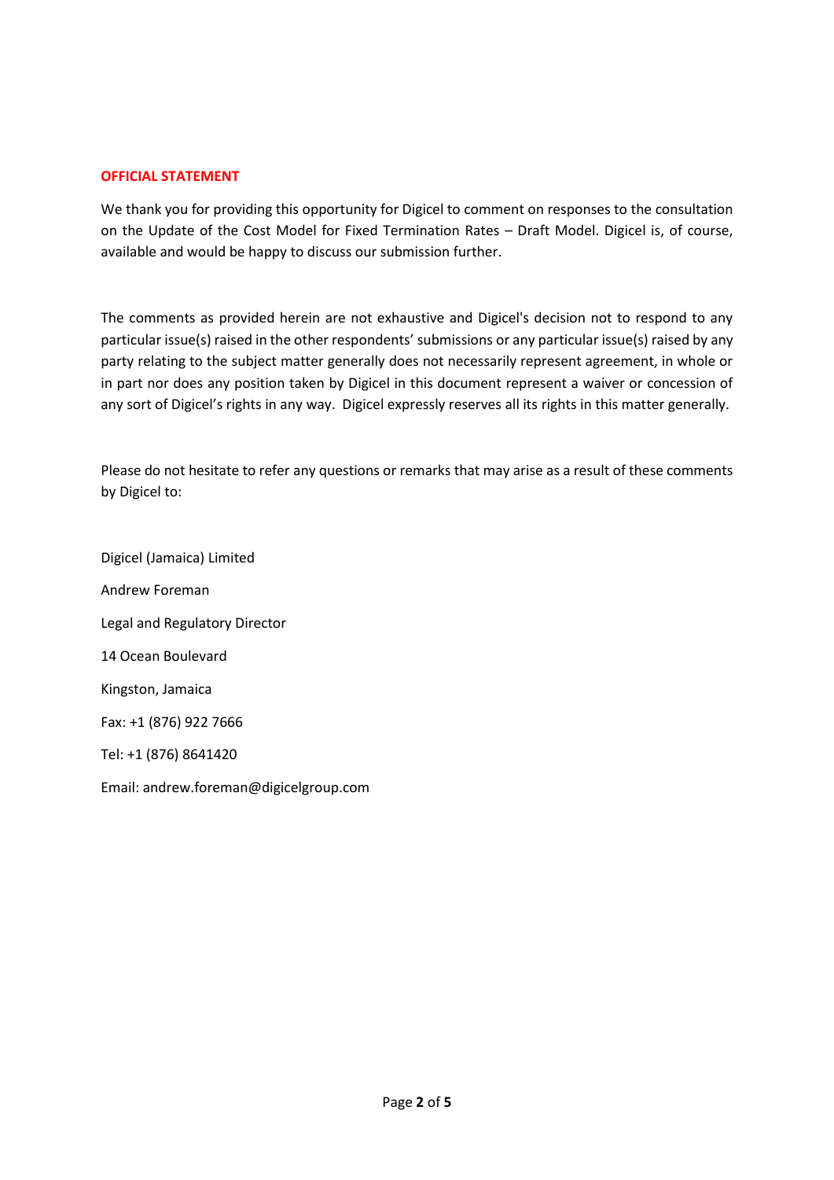## OFFICIAL STATEMENT

We thank you for providing this opportunity for Digicel to comment on responses to the consultation on the Update of the Cost Model for Fixed Termination Rates – Draft Model. Digicel is, of course, available and would be happy to discuss our submission further.

The comments as provided herein are not exhaustive and Digicel's decision not to respond to any particular issue(s) raised in the other respondents' submissions or any particular issue(s) raised by any party relating to the subject matter generally does not necessarily represent agreement, in whole or in part nor does any position taken by Digicel in this document represent a waiver or concession of any sort of Digicel's rights in any way. Digicel expressly reserves all its rights in this matter generally.

Please do not hesitate to refer any questions or remarks that may arise as a result of these comments by Digicel to:

Digicel (Jamaica) Limited

Andrew Foreman

Legal and Regulatory Director

14 Ocean Boulevard

Kingston, Jamaica

Fax: +1 (876) 922 7666

Tel: +1 (876) 8641420

Email: andrew.foreman@digicelgroup.com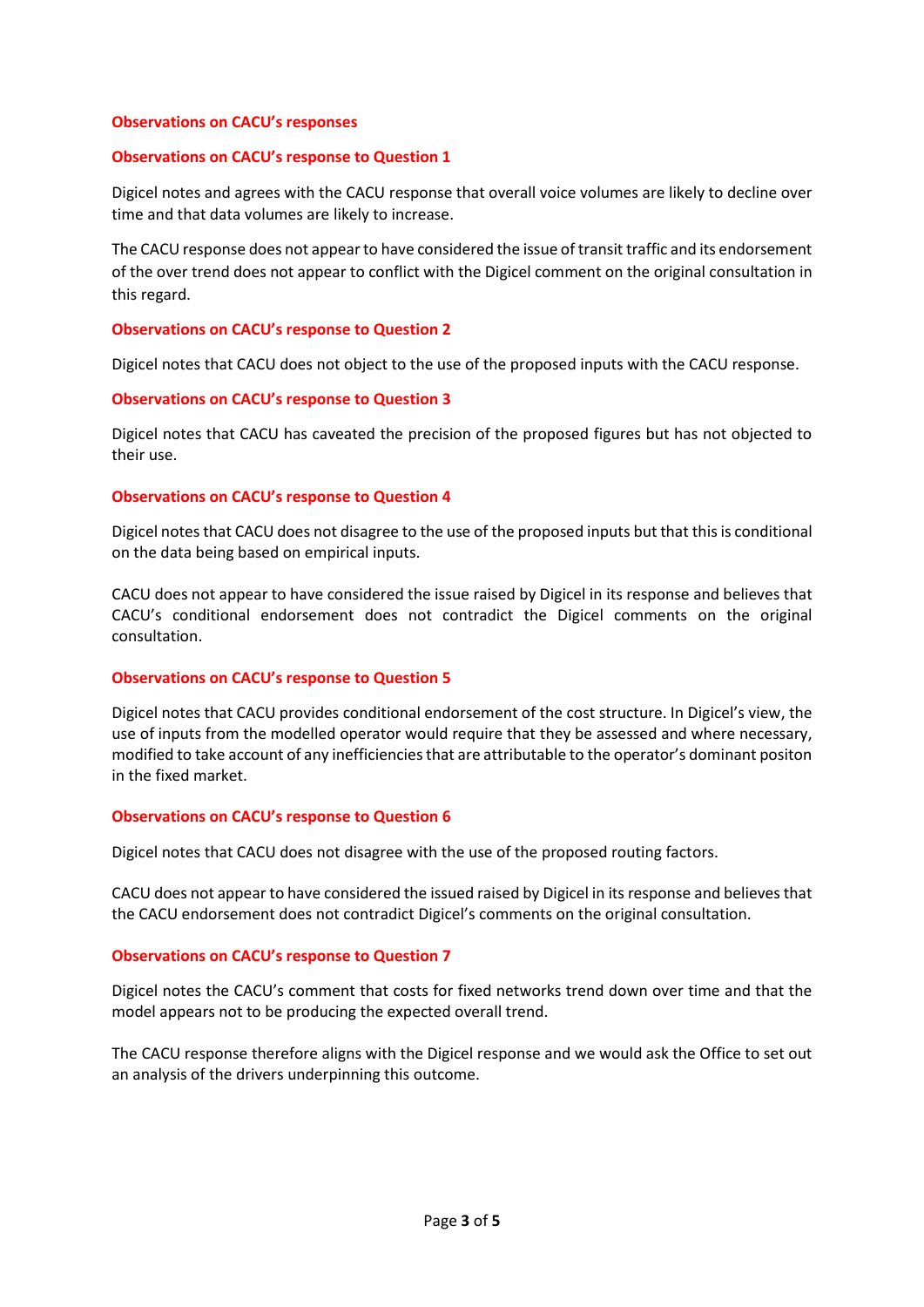## Observations on CACU's responses

### Observations on CACU's response to Question 1

Digicel notes and agrees with the CACU response that overall voice volumes are likely to decline over time and that data volumes are likely to increase.

The CACU response does not appear to have considered the issue of transit traffic and its endorsement of the over trend does not appear to conflict with the Digicel comment on the original consultation in this regard.

### Observations on CACU's response to Question 2

Digicel notes that CACU does not object to the use of the proposed inputs with the CACU response.

### Observations on CACU's response to Question 3

Digicel notes that CACU has caveated the precision of the proposed figures but has not objected to their use.

### Observations on CACU's response to Question 4

Digicel notes that CACU does not disagree to the use of the proposed inputs but that this is conditional on the data being based on empirical inputs.

CACU does not appear to have considered the issue raised by Digicel in its response and believes that CACU's conditional endorsement does not contradict the Digicel comments on the original consultation.

### Observations on CACU's response to Question 5

Digicel notes that CACU provides conditional endorsement of the cost structure. In Digicel's view, the use of inputs from the modelled operator would require that they be assessed and where necessary, modified to take account of any inefficiencies that are attributable to the operator's dominant positon in the fixed market.

### Observations on CACU's response to Question 6

Digicel notes that CACU does not disagree with the use of the proposed routing factors.

CACU does not appear to have considered the issued raised by Digicel in its response and believes that the CACU endorsement does not contradict Digicel's comments on the original consultation.

### Observations on CACU's response to Question 7

Digicel notes the CACU's comment that costs for fixed networks trend down over time and that the model appears not to be producing the expected overall trend.

The CACU response therefore aligns with the Digicel response and we would ask the Office to set out an analysis of the drivers underpinning this outcome.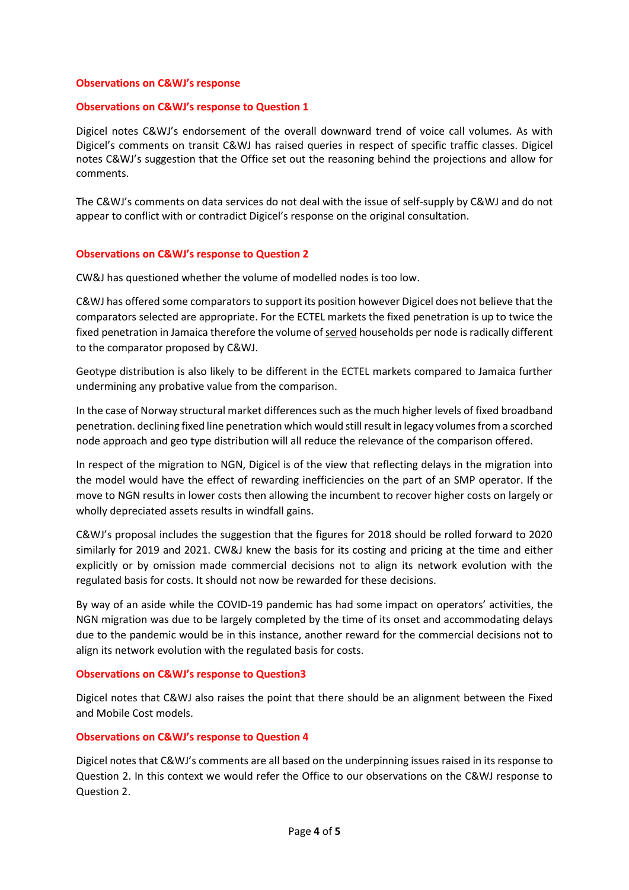## Observations on C&WJ's response

### Observations on C&WJ's response to Question 1

Digicel notes C&WJ's endorsement of the overall downward trend of voice call volumes. As with Digicel's comments on transit C&WJ has raised queries in respect of specific traffic classes. Digicel notes C&WJ's suggestion that the Office set out the reasoning behind the projections and allow for comments.

The C&WJ's comments on data services do not deal with the issue of self-supply by C&WJ and do not appear to conflict with or contradict Digicel's response on the original consultation.

### Observations on C&WJ's response to Question 2

CW&J has questioned whether the volume of modelled nodes is too low.

C&WJ has offered some comparators to support its position however Digicel does not believe that the comparators selected are appropriate. For the ECTEL markets the fixed penetration is up to twice the fixed penetration in Jamaica therefore the volume of served households per node is radically different to the comparator proposed by C&WJ.

Geotype distribution is also likely to be different in the ECTEL markets compared to Jamaica further undermining any probative value from the comparison.

In the case of Norway structural market differences such as the much higher levels of fixed broadband penetration. declining fixed line penetration which would still result in legacy volumes from a scorched node approach and geo type distribution will all reduce the relevance of the comparison offered.

In respect of the migration to NGN, Digicel is of the view that reflecting delays in the migration into the model would have the effect of rewarding inefficiencies on the part of an SMP operator. If the move to NGN results in lower costs then allowing the incumbent to recover higher costs on largely or wholly depreciated assets results in windfall gains.

C&WJ's proposal includes the suggestion that the figures for 2018 should be rolled forward to 2020 similarly for 2019 and 2021. CW&J knew the basis for its costing and pricing at the time and either explicitly or by omission made commercial decisions not to align its network evolution with the regulated basis for costs. It should not now be rewarded for these decisions.

By way of an aside while the COVID-19 pandemic has had some impact on operators' activities, the NGN migration was due to be largely completed by the time of its onset and accommodating delays due to the pandemic would be in this instance, another reward for the commercial decisions not to align its network evolution with the regulated basis for costs.

### Observations on C&WJ's response to Question3

Digicel notes that C&WJ also raises the point that there should be an alignment between the Fixed and Mobile Cost models.

### Observations on C&WJ's response to Question 4

Digicel notes that C&WJ's comments are all based on the underpinning issues raised in its response to Question 2. In this context we would refer the Office to our observations on the C&WJ response to Question 2.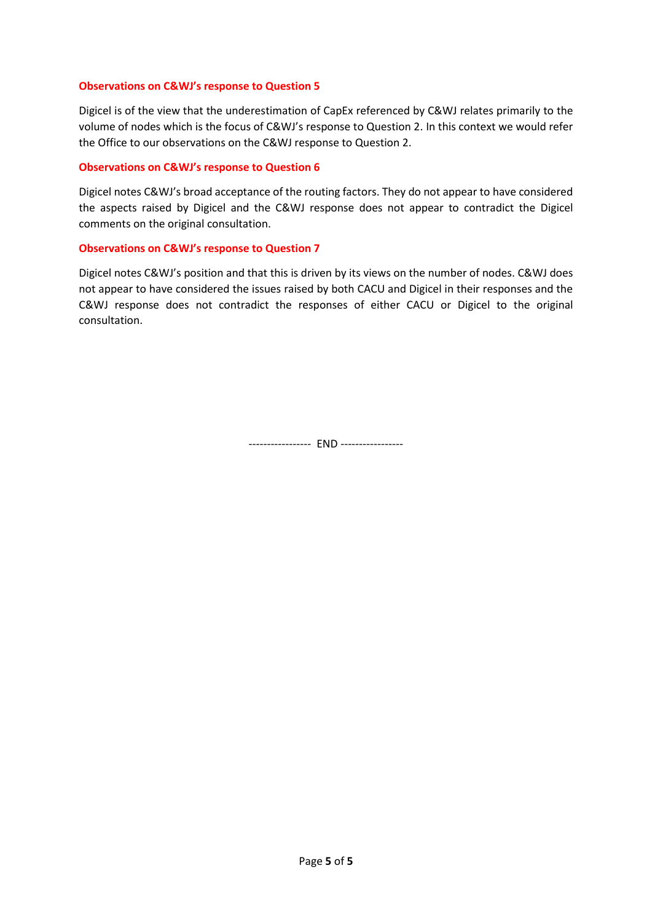**Observations on C&WJ's response to Question 5**

Digicel is of the view that the underestimation of CapEx referenced by C&WJ relates primarily to the volume of nodes which is the focus of C&WJ's response to Question 2. In this context we would refer the Office to our observations on the C&WJ response to Question 2.

**Observations on C&WJ's response to Question 6**

Digicel notes C&WJ's broad acceptance of the routing factors. They do not appear to have considered the aspects raised by Digicel and the C&WJ response does not appear to contradict the Digicel comments on the original consultation.

**Observations on C&WJ's response to Question 7**

Digicel notes C&WJ's position and that this is driven by its views on the number of nodes. C&WJ does not appear to have considered the issues raised by both CACU and Digicel in their responses and the C&WJ response does not contradict the responses of either CACU or Digicel to the original consultation.

----------------- END -----------------